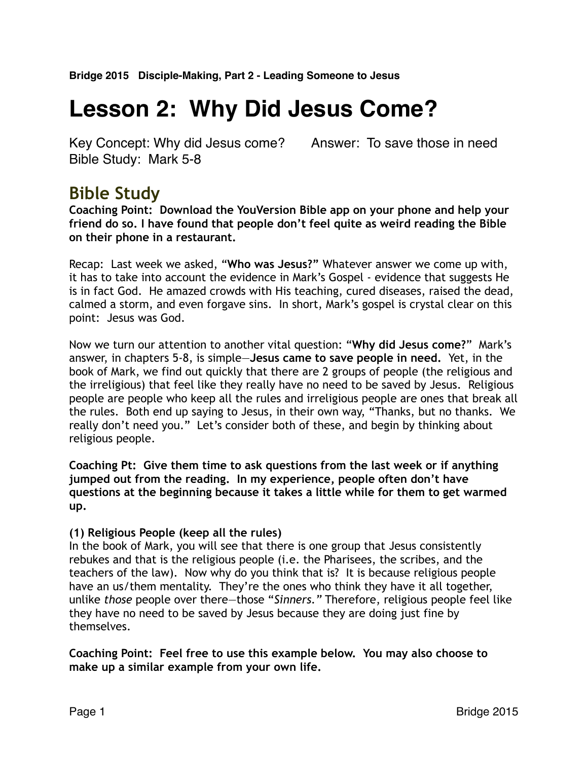**Bridge 2015 Disciple-Making, Part 2 - Leading Someone to Jesus**

# Lesson 2: Why Did Jesus Come?

Key Concept: Why did Jesus come? Answer: To save those in need
Bible Study: Mark 5-8

## Bible Study

**Coaching Point: Download the YouVersion Bible app on your phone and help your friend do so. I have found that people don't feel quite as weird reading the Bible on their phone in a restaurant.**

Recap: Last week we asked, "**Who was Jesus?**" Whatever answer we come up with, it has to take into account the evidence in Mark's Gospel - evidence that suggests He is in fact God. He amazed crowds with His teaching, cured diseases, raised the dead, calmed a storm, and even forgave sins. In short, Mark's gospel is crystal clear on this point: Jesus was God.

Now we turn our attention to another vital question: "**Why did Jesus come?**" Mark's answer, in chapters 5-8, is simple—**Jesus came to save people in need.** Yet, in the book of Mark, we find out quickly that there are 2 groups of people (the religious and the irreligious) that feel like they really have no need to be saved by Jesus. Religious people are people who keep all the rules and irreligious people are ones that break all the rules. Both end up saying to Jesus, in their own way, "Thanks, but no thanks. We really don't need you." Let's consider both of these, and begin by thinking about religious people.

**Coaching Pt: Give them time to ask questions from the last week or if anything jumped out from the reading. In my experience, people often don't have questions at the beginning because it takes a little while for them to get warmed up.**

**(1) Religious People (keep all the rules)**
In the book of Mark, you will see that there is one group that Jesus consistently rebukes and that is the religious people (i.e. the Pharisees, the scribes, and the teachers of the law). Now why do you think that is? It is because religious people have an us/them mentality. They're the ones who think they have it all together, unlike *those* people over there—those "*Sinners.*" Therefore, religious people feel like they have no need to be saved by Jesus because they are doing just fine by themselves.

**Coaching Point: Feel free to use this example below. You may also choose to make up a similar example from your own life.**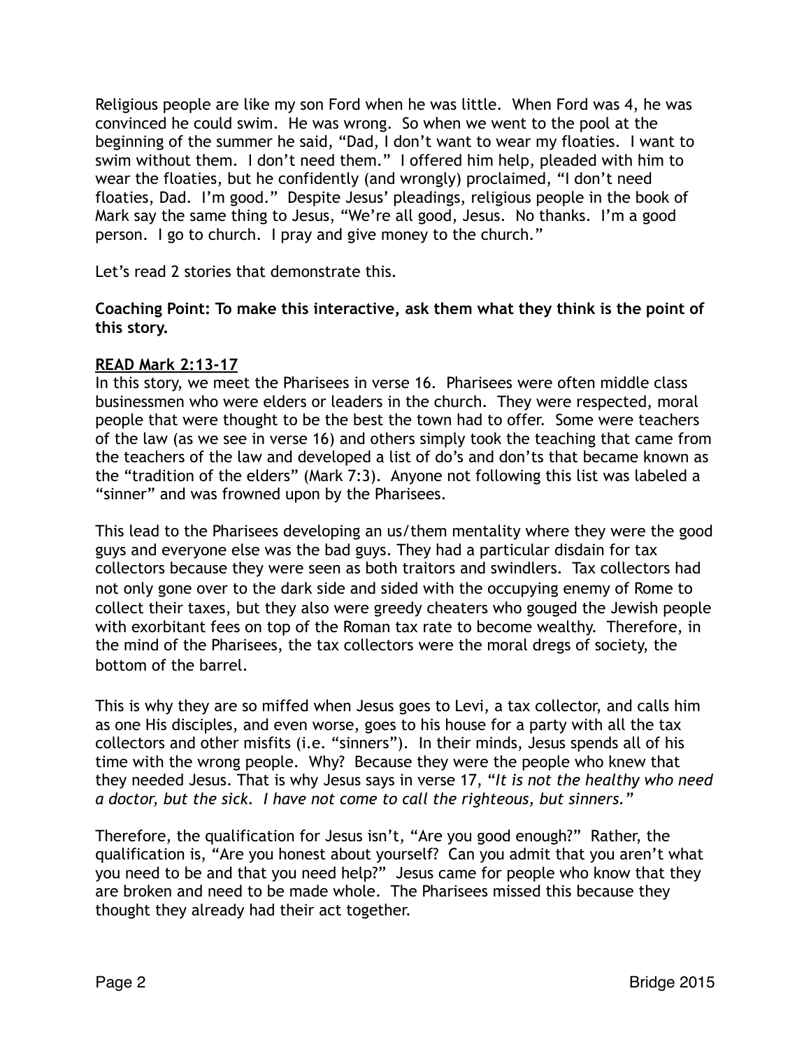Religious people are like my son Ford when he was little. When Ford was 4, he was convinced he could swim. He was wrong. So when we went to the pool at the beginning of the summer he said, "Dad, I don't want to wear my floaties. I want to swim without them. I don't need them." I offered him help, pleaded with him to wear the floaties, but he confidently (and wrongly) proclaimed, "I don't need floaties, Dad. I'm good." Despite Jesus' pleadings, religious people in the book of Mark say the same thing to Jesus, "We're all good, Jesus. No thanks. I'm a good person. I go to church. I pray and give money to the church."

Let's read 2 stories that demonstrate this.

**Coaching Point: To make this interactive, ask them what they think is the point of this story.**

**READ Mark 2:13-17**

In this story, we meet the Pharisees in verse 16. Pharisees were often middle class businessmen who were elders or leaders in the church. They were respected, moral people that were thought to be the best the town had to offer. Some were teachers of the law (as we see in verse 16) and others simply took the teaching that came from the teachers of the law and developed a list of do's and don'ts that became known as the "tradition of the elders" (Mark 7:3). Anyone not following this list was labeled a "sinner" and was frowned upon by the Pharisees.

This lead to the Pharisees developing an us/them mentality where they were the good guys and everyone else was the bad guys. They had a particular disdain for tax collectors because they were seen as both traitors and swindlers. Tax collectors had not only gone over to the dark side and sided with the occupying enemy of Rome to collect their taxes, but they also were greedy cheaters who gouged the Jewish people with exorbitant fees on top of the Roman tax rate to become wealthy. Therefore, in the mind of the Pharisees, the tax collectors were the moral dregs of society, the bottom of the barrel.

This is why they are so miffed when Jesus goes to Levi, a tax collector, and calls him as one His disciples, and even worse, goes to his house for a party with all the tax collectors and other misfits (i.e. "sinners"). In their minds, Jesus spends all of his time with the wrong people. Why? Because they were the people who knew that they needed Jesus. That is why Jesus says in verse 17, "*It is not the healthy who need a doctor, but the sick. I have not come to call the righteous, but sinners.*"

Therefore, the qualification for Jesus isn't, "Are you good enough?" Rather, the qualification is, "Are you honest about yourself? Can you admit that you aren't what you need to be and that you need help?" Jesus came for people who know that they are broken and need to be made whole. The Pharisees missed this because they thought they already had their act together.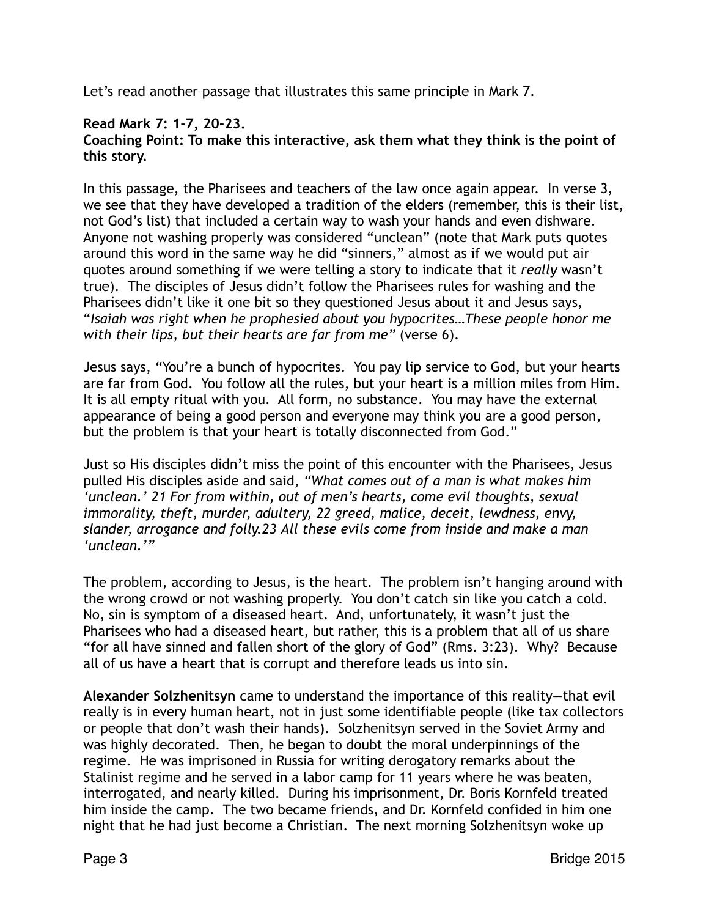Let's read another passage that illustrates this same principle in Mark 7.

**Read Mark 7: 1-7, 20-23.**
**Coaching Point: To make this interactive, ask them what they think is the point of this story.**

In this passage, the Pharisees and teachers of the law once again appear. In verse 3, we see that they have developed a tradition of the elders (remember, this is their list, not God's list) that included a certain way to wash your hands and even dishware. Anyone not washing properly was considered "unclean" (note that Mark puts quotes around this word in the same way he did "sinners," almost as if we would put air quotes around something if we were telling a story to indicate that it *really* wasn't true). The disciples of Jesus didn't follow the Pharisees rules for washing and the Pharisees didn't like it one bit so they questioned Jesus about it and Jesus says, "*Isaiah was right when he prophesied about you hypocrites…These people honor me with their lips, but their hearts are far from me*" (verse 6).

Jesus says, "You're a bunch of hypocrites. You pay lip service to God, but your hearts are far from God. You follow all the rules, but your heart is a million miles from Him. It is all empty ritual with you. All form, no substance. You may have the external appearance of being a good person and everyone may think you are a good person, but the problem is that your heart is totally disconnected from God."

Just so His disciples didn't miss the point of this encounter with the Pharisees, Jesus pulled His disciples aside and said, *"What comes out of a man is what makes him 'unclean.' 21 For from within, out of men's hearts, come evil thoughts, sexual immorality, theft, murder, adultery, 22 greed, malice, deceit, lewdness, envy, slander, arrogance and folly.23 All these evils come from inside and make a man 'unclean.'"*

The problem, according to Jesus, is the heart. The problem isn't hanging around with the wrong crowd or not washing properly. You don't catch sin like you catch a cold. No, sin is symptom of a diseased heart. And, unfortunately, it wasn't just the Pharisees who had a diseased heart, but rather, this is a problem that all of us share "for all have sinned and fallen short of the glory of God" (Rms. 3:23). Why? Because all of us have a heart that is corrupt and therefore leads us into sin.

**Alexander Solzhenitsyn** came to understand the importance of this reality—that evil really is in every human heart, not in just some identifiable people (like tax collectors or people that don't wash their hands). Solzhenitsyn served in the Soviet Army and was highly decorated. Then, he began to doubt the moral underpinnings of the regime. He was imprisoned in Russia for writing derogatory remarks about the Stalinist regime and he served in a labor camp for 11 years where he was beaten, interrogated, and nearly killed. During his imprisonment, Dr. Boris Kornfeld treated him inside the camp. The two became friends, and Dr. Kornfeld confided in him one night that he had just become a Christian. The next morning Solzhenitsyn woke up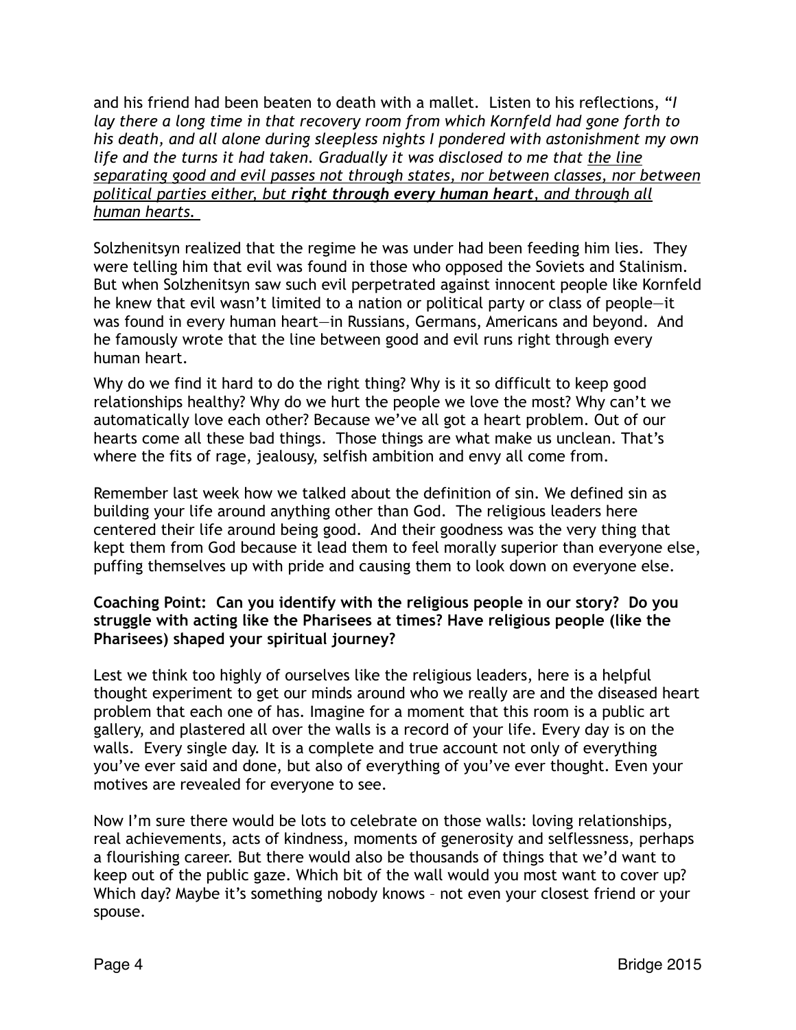and his friend had been beaten to death with a mallet. Listen to his reflections, "*I lay there a long time in that recovery room from which Kornfeld had gone forth to his death, and all alone during sleepless nights I pondered with astonishment my own life and the turns it had taken. Gradually it was disclosed to me that <u>the line separating good and evil passes not through states, nor between classes, nor between political parties either, but **right through every human heart**, and through all human hearts.</u>*

Solzhenitsyn realized that the regime he was under had been feeding him lies. They were telling him that evil was found in those who opposed the Soviets and Stalinism. But when Solzhenitsyn saw such evil perpetrated against innocent people like Kornfeld he knew that evil wasn't limited to a nation or political party or class of people—it was found in every human heart—in Russians, Germans, Americans and beyond. And he famously wrote that the line between good and evil runs right through every human heart.

Why do we find it hard to do the right thing? Why is it so difficult to keep good relationships healthy? Why do we hurt the people we love the most? Why can't we automatically love each other? Because we've all got a heart problem. Out of our hearts come all these bad things. Those things are what make us unclean. That's where the fits of rage, jealousy, selfish ambition and envy all come from.

Remember last week how we talked about the definition of sin. We defined sin as building your life around anything other than God. The religious leaders here centered their life around being good. And their goodness was the very thing that kept them from God because it lead them to feel morally superior than everyone else, puffing themselves up with pride and causing them to look down on everyone else.

**Coaching Point: Can you identify with the religious people in our story? Do you struggle with acting like the Pharisees at times? Have religious people (like the Pharisees) shaped your spiritual journey?**

Lest we think too highly of ourselves like the religious leaders, here is a helpful thought experiment to get our minds around who we really are and the diseased heart problem that each one of has. Imagine for a moment that this room is a public art gallery, and plastered all over the walls is a record of your life. Every day is on the walls. Every single day. It is a complete and true account not only of everything you've ever said and done, but also of everything of you've ever thought. Even your motives are revealed for everyone to see.

Now I'm sure there would be lots to celebrate on those walls: loving relationships, real achievements, acts of kindness, moments of generosity and selflessness, perhaps a flourishing career. But there would also be thousands of things that we'd want to keep out of the public gaze. Which bit of the wall would you most want to cover up? Which day? Maybe it's something nobody knows – not even your closest friend or your spouse.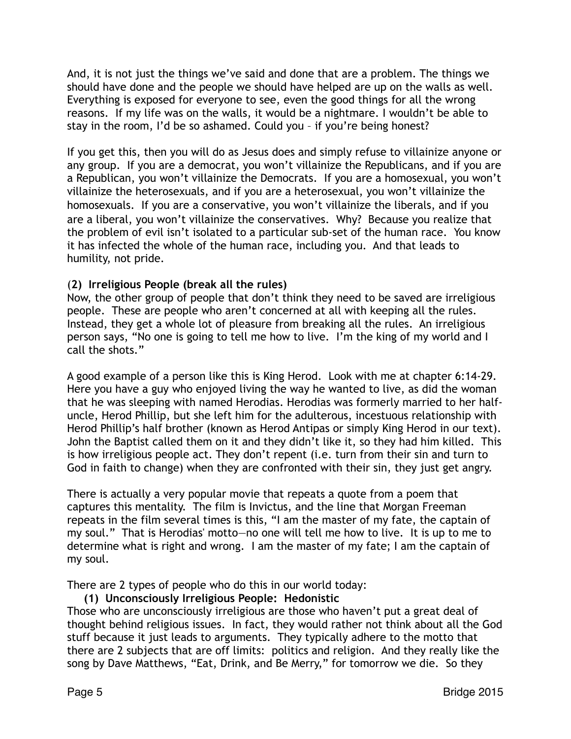And, it is not just the things we've said and done that are a problem. The things we should have done and the people we should have helped are up on the walls as well. Everything is exposed for everyone to see, even the good things for all the wrong reasons. If my life was on the walls, it would be a nightmare. I wouldn't be able to stay in the room, I'd be so ashamed. Could you – if you're being honest?

If you get this, then you will do as Jesus does and simply refuse to villainize anyone or any group. If you are a democrat, you won't villainize the Republicans, and if you are a Republican, you won't villainize the Democrats. If you are a homosexual, you won't villainize the heterosexuals, and if you are a heterosexual, you won't villainize the homosexuals. If you are a conservative, you won't villainize the liberals, and if you are a liberal, you won't villainize the conservatives. Why? Because you realize that the problem of evil isn't isolated to a particular sub-set of the human race. You know it has infected the whole of the human race, including you. And that leads to humility, not pride.

**(2) Irreligious People (break all the rules)**

Now, the other group of people that don't think they need to be saved are irreligious people. These are people who aren't concerned at all with keeping all the rules. Instead, they get a whole lot of pleasure from breaking all the rules. An irreligious person says, "No one is going to tell me how to live. I'm the king of my world and I call the shots."

A good example of a person like this is King Herod. Look with me at chapter 6:14-29. Here you have a guy who enjoyed living the way he wanted to live, as did the woman that he was sleeping with named Herodias. Herodias was formerly married to her half-uncle, Herod Phillip, but she left him for the adulterous, incestuous relationship with Herod Phillip's half brother (known as Herod Antipas or simply King Herod in our text). John the Baptist called them on it and they didn't like it, so they had him killed. This is how irreligious people act. They don't repent (i.e. turn from their sin and turn to God in faith to change) when they are confronted with their sin, they just get angry.

There is actually a very popular movie that repeats a quote from a poem that captures this mentality. The film is Invictus, and the line that Morgan Freeman repeats in the film several times is this, "I am the master of my fate, the captain of my soul." That is Herodias' motto—no one will tell me how to live. It is up to me to determine what is right and wrong. I am the master of my fate; I am the captain of my soul.

There are 2 types of people who do this in our world today:

**(1) Unconsciously Irreligious People: Hedonistic**

Those who are unconsciously irreligious are those who haven't put a great deal of thought behind religious issues. In fact, they would rather not think about all the God stuff because it just leads to arguments. They typically adhere to the motto that there are 2 subjects that are off limits: politics and religion. And they really like the song by Dave Matthews, "Eat, Drink, and Be Merry," for tomorrow we die. So they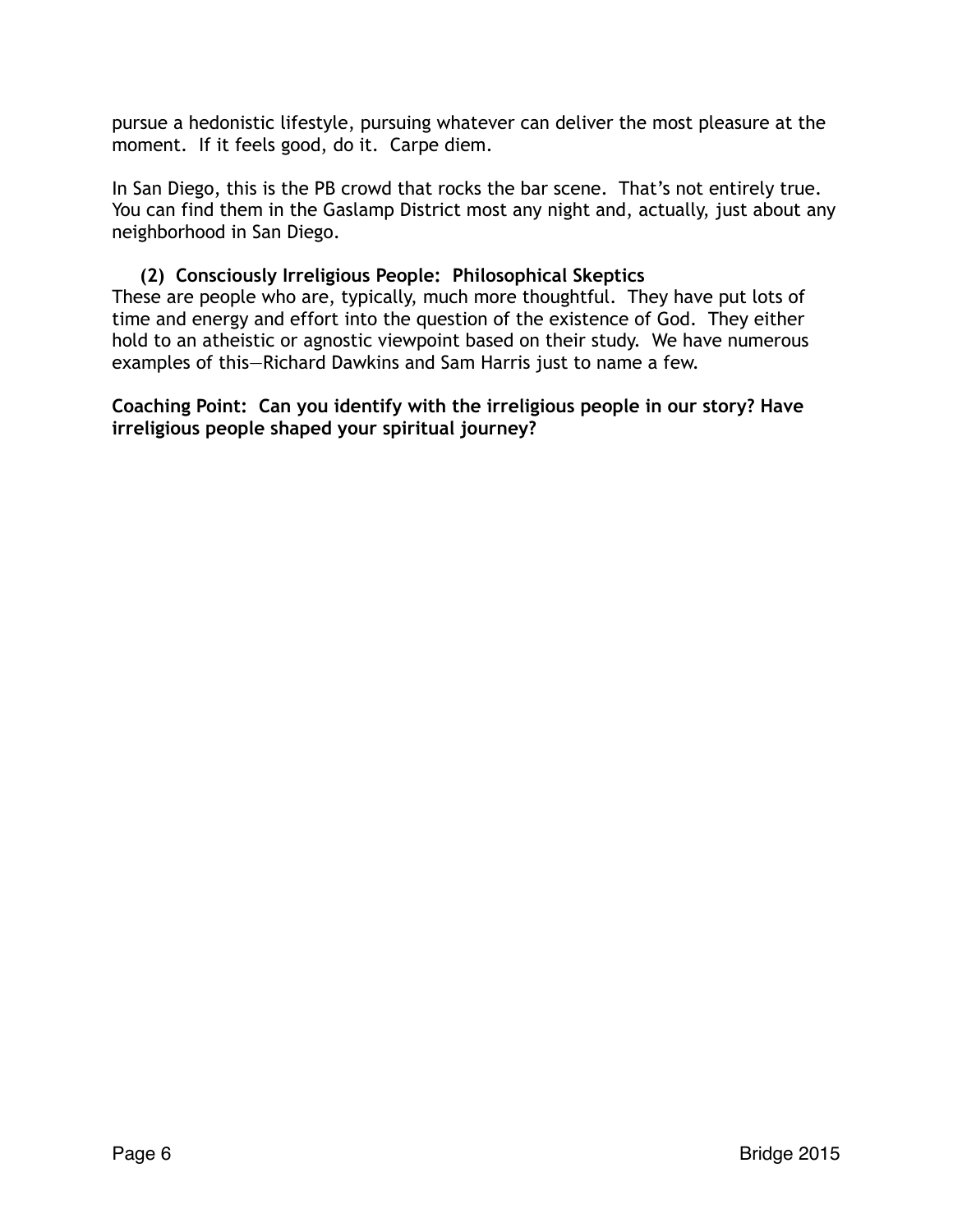pursue a hedonistic lifestyle, pursuing whatever can deliver the most pleasure at the moment. If it feels good, do it. Carpe diem.

In San Diego, this is the PB crowd that rocks the bar scene. That's not entirely true. You can find them in the Gaslamp District most any night and, actually, just about any neighborhood in San Diego.

**(2) Consciously Irreligious People: Philosophical Skeptics**

These are people who are, typically, much more thoughtful. They have put lots of time and energy and effort into the question of the existence of God. They either hold to an atheistic or agnostic viewpoint based on their study. We have numerous examples of this—Richard Dawkins and Sam Harris just to name a few.

**Coaching Point: Can you identify with the irreligious people in our story? Have irreligious people shaped your spiritual journey?**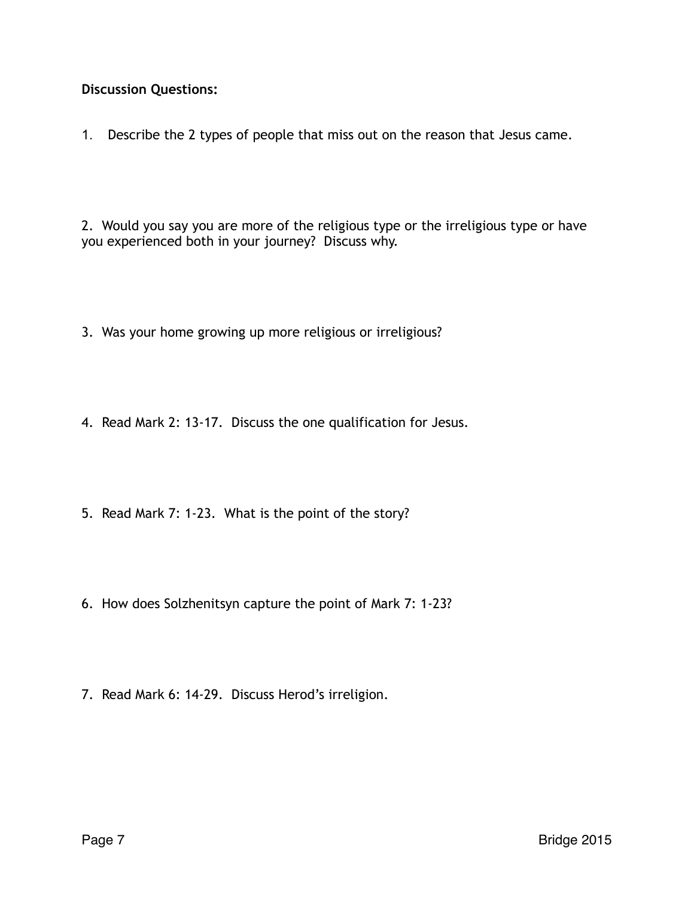**Discussion Questions:**

1. Describe the 2 types of people that miss out on the reason that Jesus came.

2. Would you say you are more of the religious type or the irreligious type or have you experienced both in your journey? Discuss why.

3. Was your home growing up more religious or irreligious?

4. Read Mark 2: 13-17. Discuss the one qualification for Jesus.

5. Read Mark 7: 1-23. What is the point of the story?

6. How does Solzhenitsyn capture the point of Mark 7: 1-23?

7. Read Mark 6: 14-29. Discuss Herod's irreligion.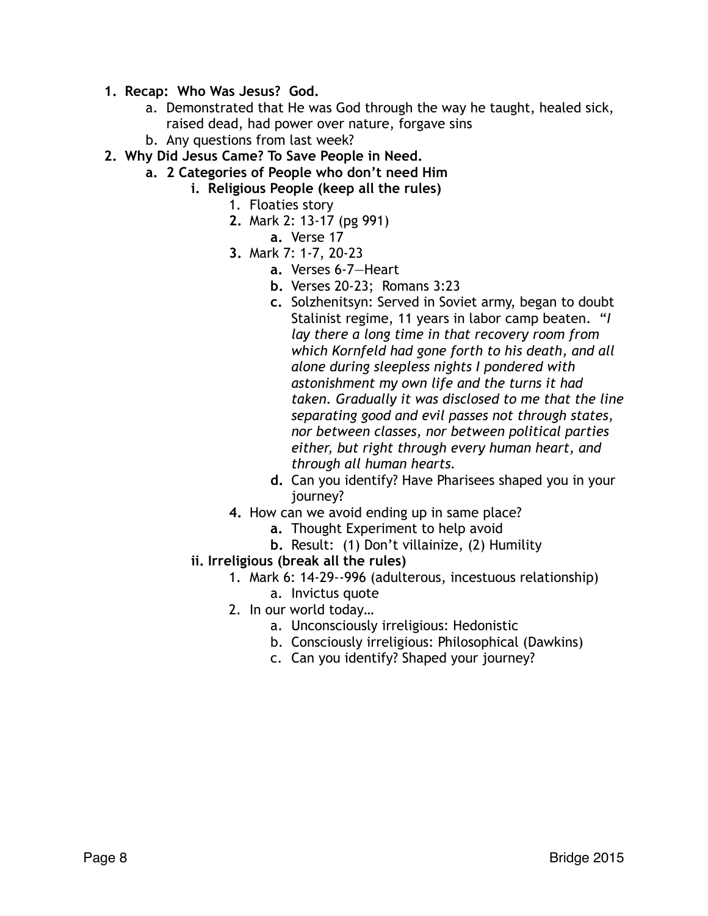1. **Recap: Who Was Jesus? God.**
    a. Demonstrated that He was God through the way he taught, healed sick, raised dead, had power over nature, forgave sins
    b. Any questions from last week?
2. **Why Did Jesus Came? To Save People in Need.**
    a. **2 Categories of People who don't need Him**
        i. **Religious People (keep all the rules)**
            1. Floaties story
            2. Mark 2: 13-17 (pg 991)
                a. Verse 17
            3. Mark 7: 1-7, 20-23
                a. Verses 6-7—Heart
                b. Verses 20-23; Romans 3:23
                c. Solzhenitsyn: Served in Soviet army, began to doubt Stalinist regime, 11 years in labor camp beaten. "*I lay there a long time in that recovery room from which Kornfeld had gone forth to his death, and all alone during sleepless nights I pondered with astonishment my own life and the turns it had taken. Gradually it was disclosed to me that the line separating good and evil passes not through states, nor between classes, nor between political parties either, but right through every human heart, and through all human hearts.*
                d. Can you identify? Have Pharisees shaped you in your journey?
            4. How can we avoid ending up in same place?
                a. Thought Experiment to help avoid
                b. Result: (1) Don't villainize, (2) Humility

        ii. **Irreligious (break all the rules)**
            1. Mark 6: 14-29--996 (adulterous, incestuous relationship)
                a. Invictus quote
            2. In our world today…
                a. Unconsciously irreligious: Hedonistic
                b. Consciously irreligious: Philosophical (Dawkins)
                c. Can you identify? Shaped your journey?